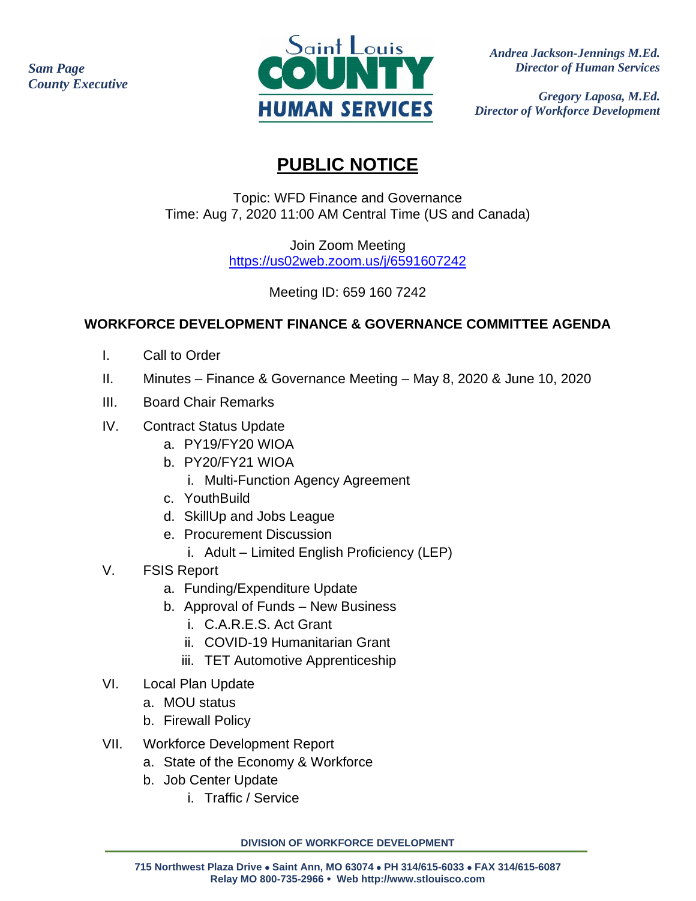*Sam Page*
*County Executive*

Saint Louis COUNTY HUMAN SERVICES

*Andrea Jackson-Jennings M.Ed.*
*Director of Human Services*

*Gregory Laposa, M.Ed.*
*Director of Workforce Development*

# PUBLIC NOTICE

Topic: WFD Finance and Governance
Time: Aug 7, 2020 11:00 AM Central Time (US and Canada)

Join Zoom Meeting
https://us02web.zoom.us/j/6591607242

Meeting ID: 659 160 7242

## WORKFORCE DEVELOPMENT FINANCE & GOVERNANCE COMMITTEE AGENDA

I. Call to Order

II. Minutes – Finance & Governance Meeting – May 8, 2020 & June 10, 2020

III. Board Chair Remarks

IV. Contract Status Update
  a. PY19/FY20 WIOA
  b. PY20/FY21 WIOA
    i. Multi-Function Agency Agreement
  c. YouthBuild
  d. SkillUp and Jobs League
  e. Procurement Discussion
    i. Adult – Limited English Proficiency (LEP)

V. FSIS Report
  a. Funding/Expenditure Update
  b. Approval of Funds – New Business
    i. C.A.R.E.S. Act Grant
    ii. COVID-19 Humanitarian Grant
    iii. TET Automotive Apprenticeship

VI. Local Plan Update
  a. MOU status
  b. Firewall Policy

VII. Workforce Development Report
  a. State of the Economy & Workforce
  b. Job Center Update
    i. Traffic / Service

**DIVISION OF WORKFORCE DEVELOPMENT**

**715 Northwest Plaza Drive • Saint Ann, MO 63074 • PH 314/615-6033 • FAX 314/615-6087**
**Relay MO 800-735-2966 • Web http://www.stlouisco.com**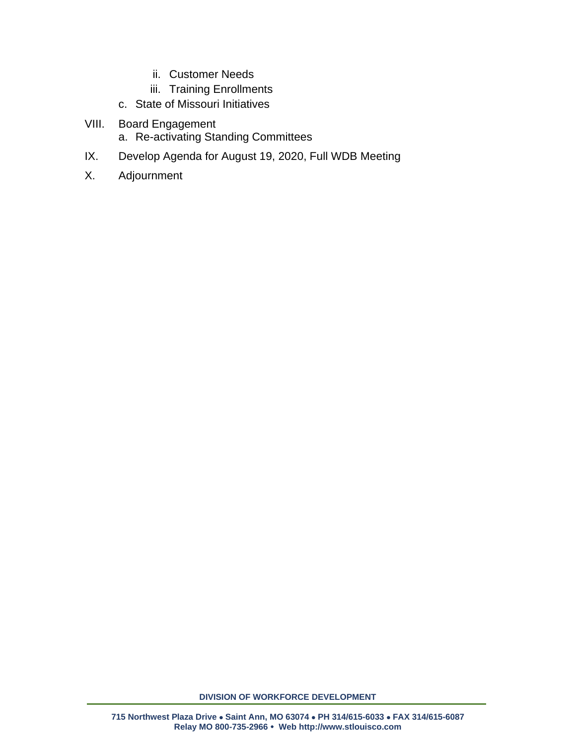- ii. Customer Needs
   - iii. Training Enrollments

   c. State of Missouri Initiatives

VIII. Board Engagement

   a. Re-activating Standing Committees

IX. Develop Agenda for August 19, 2020, Full WDB Meeting

X. Adjournment

**DIVISION OF WORKFORCE DEVELOPMENT**

---

**715 Northwest Plaza Drive • Saint Ann, MO 63074 • PH 314/615-6033 • FAX 314/615-6087**
**Relay MO 800-735-2966 • Web http://www.stlouisco.com**